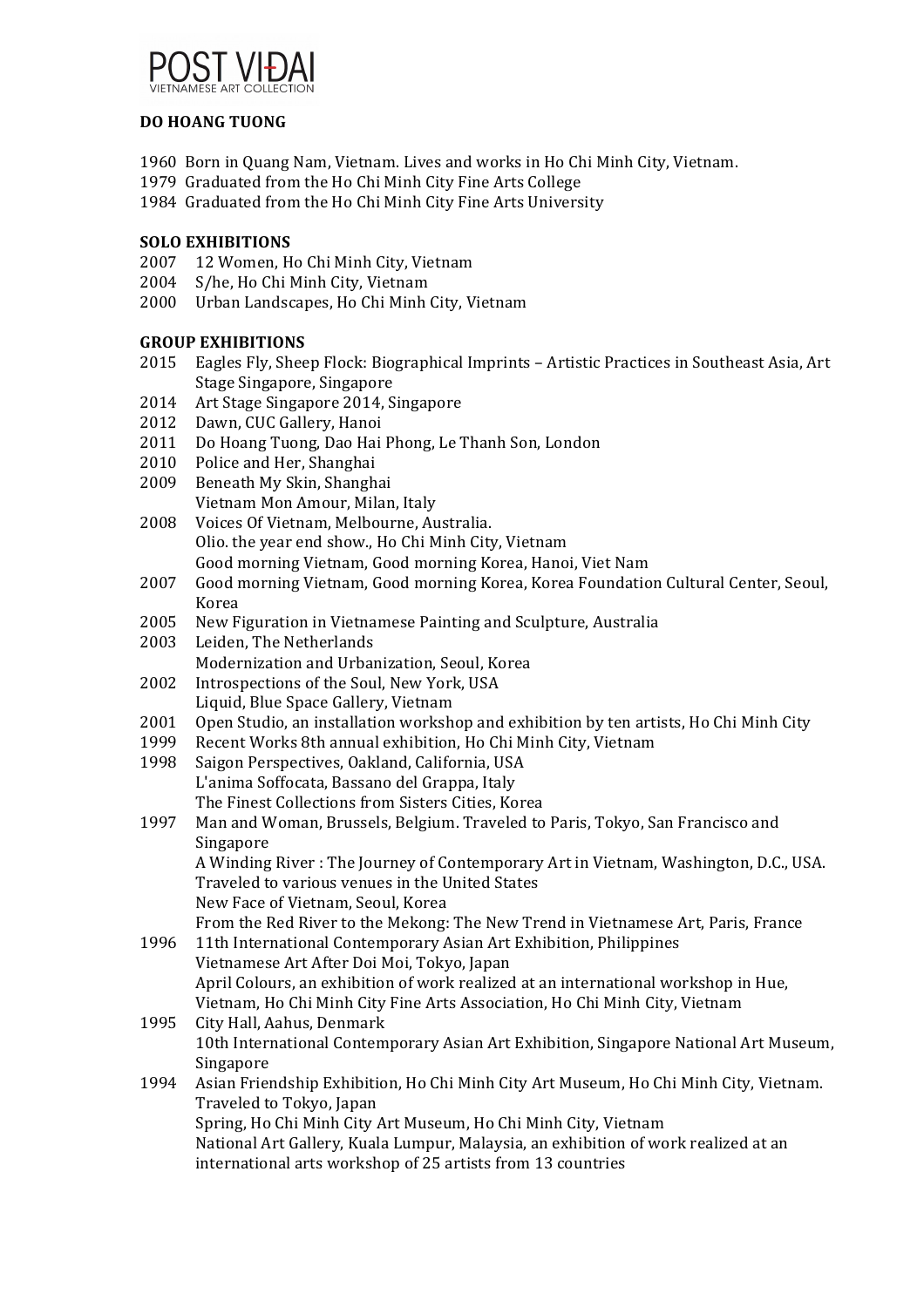POST VIDAI
VIETNAMESE ART COLLECTION

**DO HOANG TUONG**

1960 Born in Quang Nam, Vietnam. Lives and works in Ho Chi Minh City, Vietnam.
1979 Graduated from the Ho Chi Minh City Fine Arts College
1984 Graduated from the Ho Chi Minh City Fine Arts University

**SOLO EXHIBITIONS**

2007 12 Women, Ho Chi Minh City, Vietnam
2004 S/he, Ho Chi Minh City, Vietnam
2000 Urban Landscapes, Ho Chi Minh City, Vietnam

**GROUP EXHIBITIONS**

2015 Eagles Fly, Sheep Flock: Biographical Imprints – Artistic Practices in Southeast Asia, Art Stage Singapore, Singapore
2014 Art Stage Singapore 2014, Singapore
2012 Dawn, CUC Gallery, Hanoi
2011 Do Hoang Tuong, Dao Hai Phong, Le Thanh Son, London
2010 Police and Her, Shanghai
2009 Beneath My Skin, Shanghai
Vietnam Mon Amour, Milan, Italy
2008 Voices Of Vietnam, Melbourne, Australia.
Olio. the year end show., Ho Chi Minh City, Vietnam
Good morning Vietnam, Good morning Korea, Hanoi, Viet Nam
2007 Good morning Vietnam, Good morning Korea, Korea Foundation Cultural Center, Seoul, Korea
2005 New Figuration in Vietnamese Painting and Sculpture, Australia
2003 Leiden, The Netherlands
Modernization and Urbanization, Seoul, Korea
2002 Introspections of the Soul, New York, USA
Liquid, Blue Space Gallery, Vietnam
2001 Open Studio, an installation workshop and exhibition by ten artists, Ho Chi Minh City
1999 Recent Works 8th annual exhibition, Ho Chi Minh City, Vietnam
1998 Saigon Perspectives, Oakland, California, USA
L'anima Soffocata, Bassano del Grappa, Italy
The Finest Collections from Sisters Cities, Korea
1997 Man and Woman, Brussels, Belgium. Traveled to Paris, Tokyo, San Francisco and Singapore
A Winding River : The Journey of Contemporary Art in Vietnam, Washington, D.C., USA. Traveled to various venues in the United States
New Face of Vietnam, Seoul, Korea
From the Red River to the Mekong: The New Trend in Vietnamese Art, Paris, France
1996 11th International Contemporary Asian Art Exhibition, Philippines
Vietnamese Art After Doi Moi, Tokyo, Japan
April Colours, an exhibition of work realized at an international workshop in Hue, Vietnam, Ho Chi Minh City Fine Arts Association, Ho Chi Minh City, Vietnam
1995 City Hall, Aahus, Denmark
10th International Contemporary Asian Art Exhibition, Singapore National Art Museum, Singapore
1994 Asian Friendship Exhibition, Ho Chi Minh City Art Museum, Ho Chi Minh City, Vietnam. Traveled to Tokyo, Japan
Spring, Ho Chi Minh City Art Museum, Ho Chi Minh City, Vietnam
National Art Gallery, Kuala Lumpur, Malaysia, an exhibition of work realized at an international arts workshop of 25 artists from 13 countries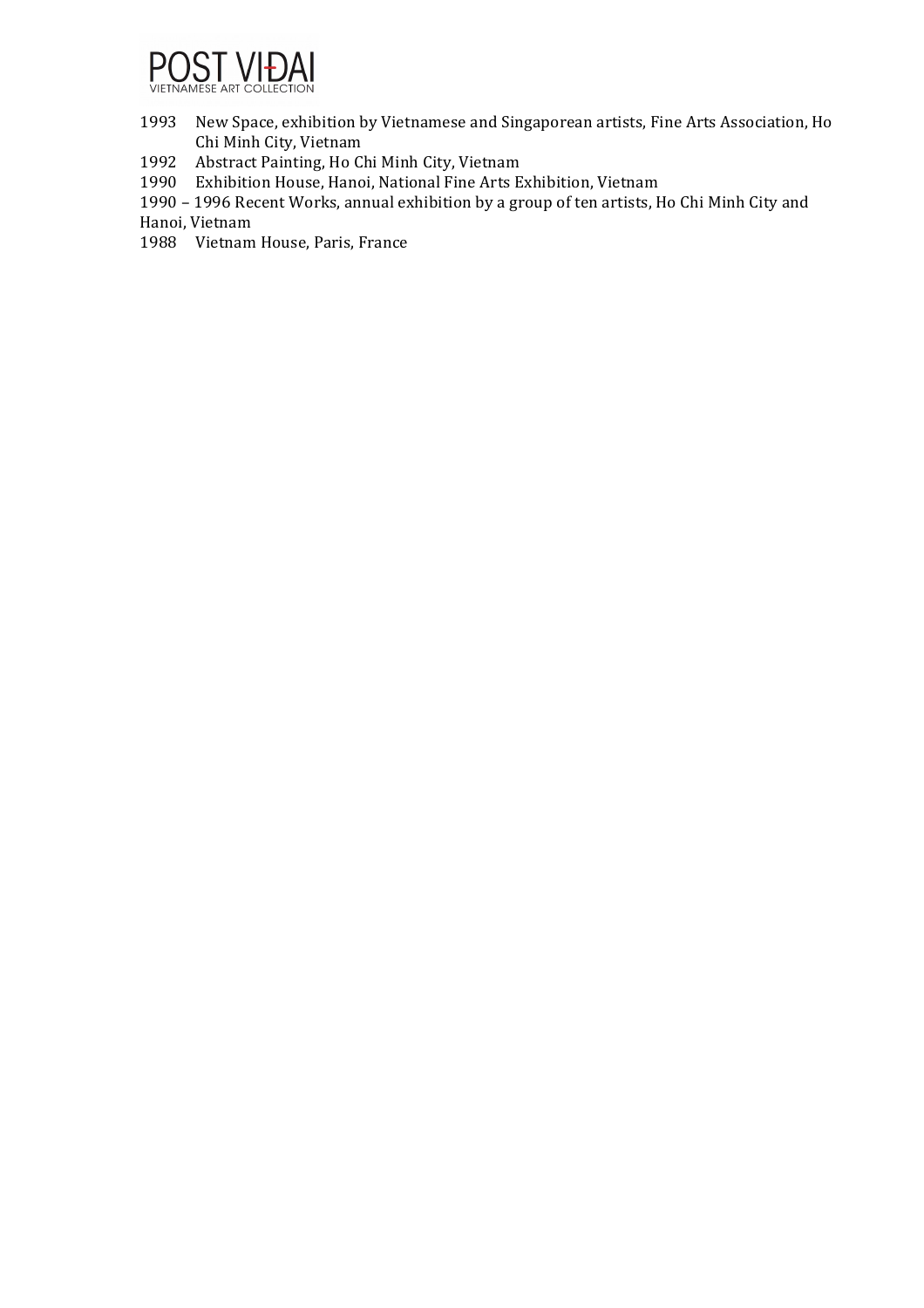1993 New Space, exhibition by Vietnamese and Singaporean artists, Fine Arts Association, Ho Chi Minh City, Vietnam

1992 Abstract Painting, Ho Chi Minh City, Vietnam

1990 Exhibition House, Hanoi, National Fine Arts Exhibition, Vietnam

1990 – 1996 Recent Works, annual exhibition by a group of ten artists, Ho Chi Minh City and Hanoi, Vietnam

1988 Vietnam House, Paris, France